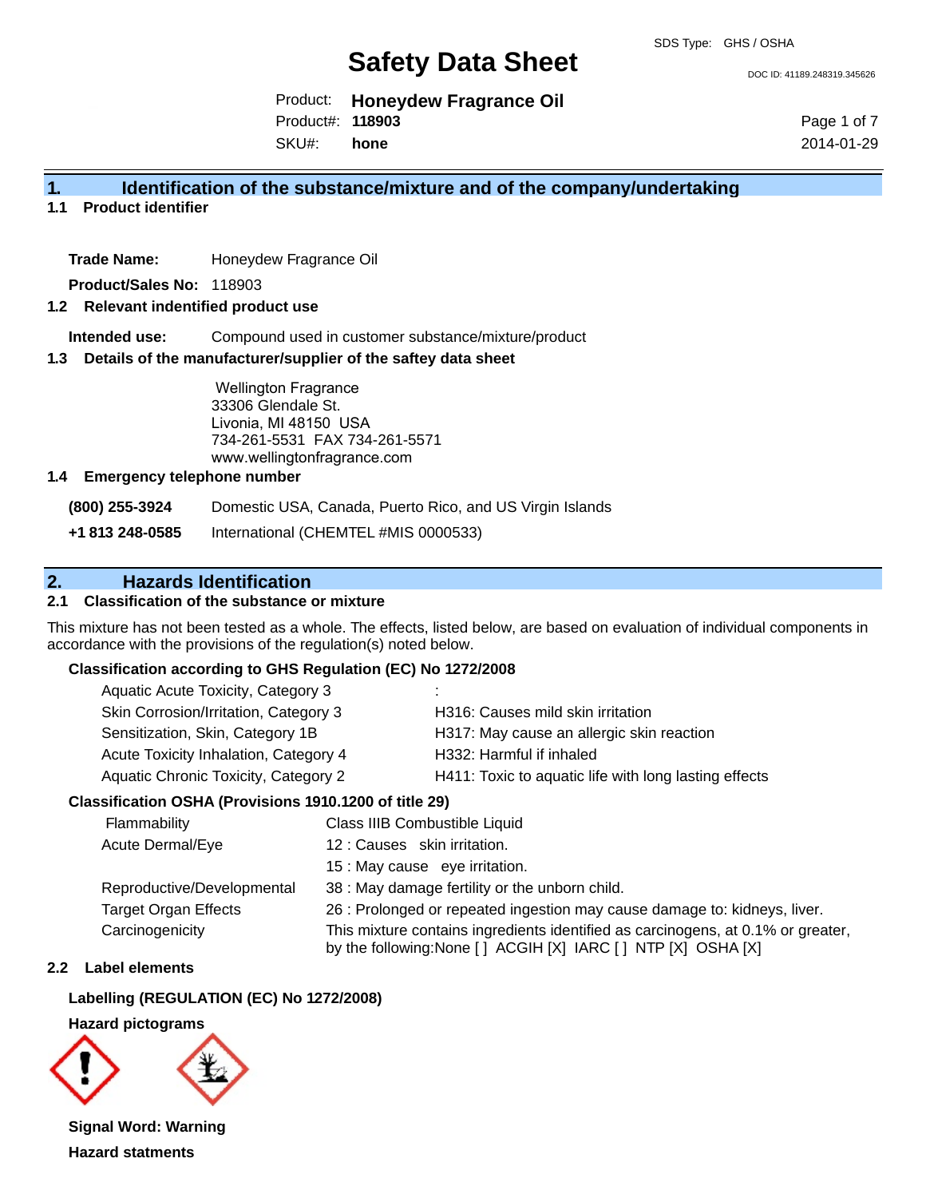SDS Type: GHS / OSHA

# Safety Data Sheet

DOC ID: 41189.248319.345626

Product: **Honeydew Fragrance Oil**
Product#: **118903**
SKU#: **hone**

2014-01-29

## 1. Identification of the substance/mixture and of the company/undertaking

### 1.1 Product identifier

**Trade Name:** Honeydew Fragrance Oil

**Product/Sales No:** 118903

### 1.2 Relevant indentified product use

**Intended use:** Compound used in customer substance/mixture/product

### 1.3 Details of the manufacturer/supplier of the saftey data sheet

Wellington Fragrance
33306 Glendale St.
Livonia, MI 48150 USA
734-261-5531 FAX 734-261-5571
www.wellingtonfragrance.com

### 1.4 Emergency telephone number

**(800) 255-3924** Domestic USA, Canada, Puerto Rico, and US Virgin Islands

**+1 813 248-0585** International (CHEMTEL #MIS 0000533)

## 2. Hazards Identification

### 2.1 Classification of the substance or mixture

This mixture has not been tested as a whole. The effects, listed below, are based on evaluation of individual components in accordance with the provisions of the regulation(s) noted below.

**Classification according to GHS Regulation (EC) No 1272/2008**

| | |
|---|---|
| Aquatic Acute Toxicity, Category 3 | : |
| Skin Corrosion/Irritation, Category 3 | H316: Causes mild skin irritation |
| Sensitization, Skin, Category 1B | H317: May cause an allergic skin reaction |
| Acute Toxicity Inhalation, Category 4 | H332: Harmful if inhaled |
| Aquatic Chronic Toxicity, Category 2 | H411: Toxic to aquatic life with long lasting effects |

**Classification OSHA (Provisions 1910.1200 of title 29)**

| | |
|---|---|
| Flammability | Class IIIB Combustible Liquid |
| Acute Dermal/Eye | 12 : Causes skin irritation. |
| | 15 : May cause eye irritation. |
| Reproductive/Developmental | 38 : May damage fertility or the unborn child. |
| Target Organ Effects | 26 : Prolonged or repeated ingestion may cause damage to: kidneys, liver. |
| Carcinogenicity | This mixture contains ingredients identified as carcinogens, at 0.1% or greater, by the following:None [ ] ACGIH [X] IARC [ ] NTP [X] OSHA [X] |

### 2.2 Label elements

**Labelling (REGULATION (EC) No 1272/2008)**

**Hazard pictograms**

**Signal Word: Warning**

**Hazard statments**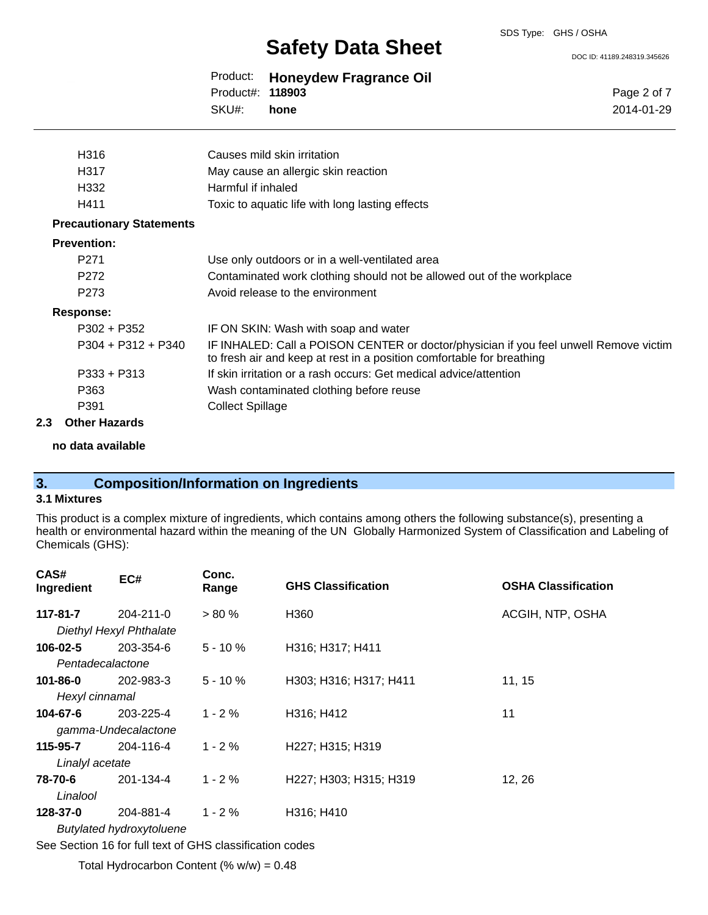| | |
|---|---|
| H316 | Causes mild skin irritation |
| H317 | May cause an allergic skin reaction |
| H332 | Harmful if inhaled |
| H411 | Toxic to aquatic life with long lasting effects |

**Precautionary Statements**

**Prevention:**

| | |
|---|---|
| P271 | Use only outdoors or in a well-ventilated area |
| P272 | Contaminated work clothing should not be allowed out of the workplace |
| P273 | Avoid release to the environment |

**Response:**

| | |
|---|---|
| P302 + P352 | IF ON SKIN: Wash with soap and water |
| P304 + P312 + P340 | IF INHALED: Call a POISON CENTER or doctor/physician if you feel unwell Remove victim to fresh air and keep at rest in a position comfortable for breathing |
| P333 + P313 | If skin irritation or a rash occurs: Get medical advice/attention |
| P363 | Wash contaminated clothing before reuse |
| P391 | Collect Spillage |

### 2.3 Other Hazards

**no data available**

## 3. Composition/Information on Ingredients

### 3.1 Mixtures

This product is a complex mixture of ingredients, which contains among others the following substance(s), presenting a health or environmental hazard within the meaning of the UN Globally Harmonized System of Classification and Labeling of Chemicals (GHS):

| CAS# Ingredient | EC# | Conc. Range | GHS Classification | OSHA Classification |
|---|---|---|---|---|
| **117-81-7** *Diethyl Hexyl Phthalate* | 204-211-0 | > 80 % | H360 | ACGIH, NTP, OSHA |
| **106-02-5** *Pentadecalactone* | 203-354-6 | 5 - 10 % | H316; H317; H411 | |
| **101-86-0** *Hexyl cinnamal* | 202-983-3 | 5 - 10 % | H303; H316; H317; H411 | 11, 15 |
| **104-67-6** *gamma-Undecalactone* | 203-225-4 | 1 - 2 % | H316; H412 | 11 |
| **115-95-7** *Linalyl acetate* | 204-116-4 | 1 - 2 % | H227; H315; H319 | |
| **78-70-6** *Linalool* | 201-134-4 | 1 - 2 % | H227; H303; H315; H319 | 12, 26 |
| **128-37-0** *Butylated hydroxytoluene* | 204-881-4 | 1 - 2 % | H316; H410 | |

See Section 16 for full text of GHS classification codes

Total Hydrocarbon Content (% w/w) = 0.48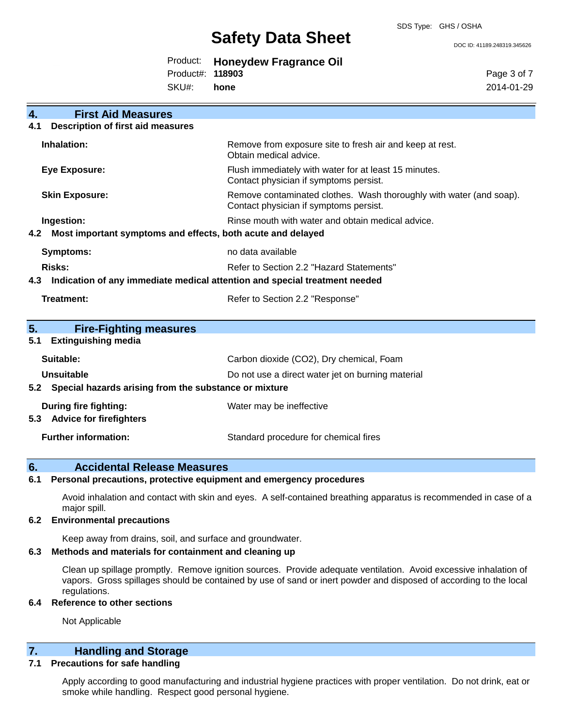## 4. First Aid Measures

### 4.1 Description of first aid measures

| | |
|---|---|
| **Inhalation:** | Remove from exposure site to fresh air and keep at rest. Obtain medical advice. |
| **Eye Exposure:** | Flush immediately with water for at least 15 minutes. Contact physician if symptoms persist. |
| **Skin Exposure:** | Remove contaminated clothes. Wash thoroughly with water (and soap). Contact physician if symptoms persist. |
| **Ingestion:** | Rinse mouth with water and obtain medical advice. |

### 4.2 Most important symptoms and effects, both acute and delayed

| | |
|---|---|
| **Symptoms:** | no data available |
| **Risks:** | Refer to Section 2.2 "Hazard Statements" |

### 4.3 Indication of any immediate medical attention and special treatment needed

| | |
|---|---|
| **Treatment:** | Refer to Section 2.2 "Response" |

## 5. Fire-Fighting measures

### 5.1 Extinguishing media

| | |
|---|---|
| **Suitable:** | Carbon dioxide ($CO_2$), Dry chemical, Foam |
| **Unsuitable** | Do not use a direct water jet on burning material |

### 5.2 Special hazards arising from the substance or mixture

| | |
|---|---|
| **During fire fighting:** | Water may be ineffective |

### 5.3 Advice for firefighters

| | |
|---|---|
| **Further information:** | Standard procedure for chemical fires |

## 6. Accidental Release Measures

### 6.1 Personal precautions, protective equipment and emergency procedures

Avoid inhalation and contact with skin and eyes. A self-contained breathing apparatus is recommended in case of a major spill.

### 6.2 Environmental precautions

Keep away from drains, soil, and surface and groundwater.

### 6.3 Methods and materials for containment and cleaning up

Clean up spillage promptly. Remove ignition sources. Provide adequate ventilation. Avoid excessive inhalation of vapors. Gross spillages should be contained by use of sand or inert powder and disposed of according to the local regulations.

### 6.4 Reference to other sections

Not Applicable

## 7. Handling and Storage

### 7.1 Precautions for safe handling

Apply according to good manufacturing and industrial hygiene practices with proper ventilation. Do not drink, eat or smoke while handling. Respect good personal hygiene.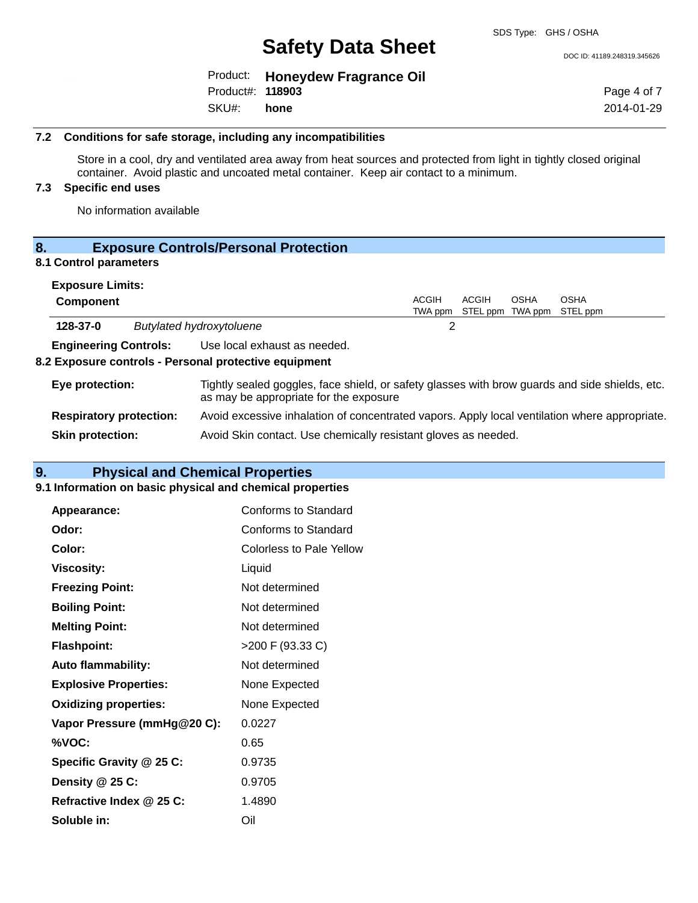### 7.2 Conditions for safe storage, including any incompatibilities

Store in a cool, dry and ventilated area away from heat sources and protected from light in tightly closed original container. Avoid plastic and uncoated metal container. Keep air contact to a minimum.

### 7.3 Specific end uses

No information available

## 8. Exposure Controls/Personal Protection

### 8.1 Control parameters

**Exposure Limits:**

| Component | | ACGIH TWA ppm | ACGIH STEL ppm | OSHA TWA ppm | OSHA STEL ppm |
|---|---|---|---|---|---|
| **128-37-0** | *Butylated hydroxytoluene* | 2 | | | |

**Engineering Controls:** Use local exhaust as needed.

### 8.2 Exposure controls - Personal protective equipment

**Eye protection:** Tightly sealed goggles, face shield, or safety glasses with brow guards and side shields, etc. as may be appropriate for the exposure

**Respiratory protection:** Avoid excessive inhalation of concentrated vapors. Apply local ventilation where appropriate.

**Skin protection:** Avoid Skin contact. Use chemically resistant gloves as needed.

## 9. Physical and Chemical Properties

### 9.1 Information on basic physical and chemical properties

| | |
|---|---|
| **Appearance:** | Conforms to Standard |
| **Odor:** | Conforms to Standard |
| **Color:** | Colorless to Pale Yellow |
| **Viscosity:** | Liquid |
| **Freezing Point:** | Not determined |
| **Boiling Point:** | Not determined |
| **Melting Point:** | Not determined |
| **Flashpoint:** | >200 F (93.33 C) |
| **Auto flammability:** | Not determined |
| **Explosive Properties:** | None Expected |
| **Oxidizing properties:** | None Expected |
| **Vapor Pressure (mmHg@20 C):** | 0.0227 |
| **%VOC:** | 0.65 |
| **Specific Gravity @ 25 C:** | 0.9735 |
| **Density @ 25 C:** | 0.9705 |
| **Refractive Index @ 25 C:** | 1.4890 |
| **Soluble in:** | Oil |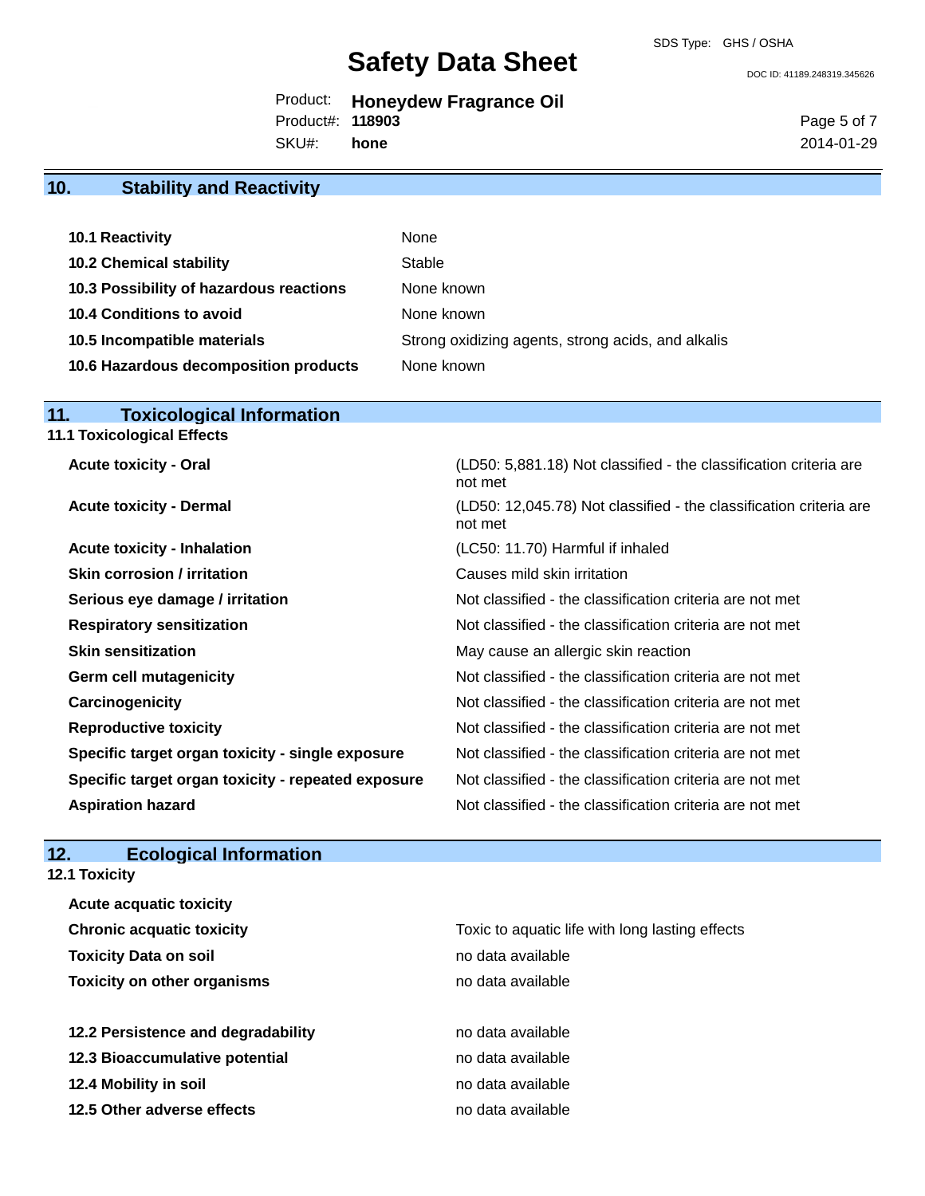## 10. Stability and Reactivity

| | |
|---|---|
| **10.1 Reactivity** | None |
| **10.2 Chemical stability** | Stable |
| **10.3 Possibility of hazardous reactions** | None known |
| **10.4 Conditions to avoid** | None known |
| **10.5 Incompatible materials** | Strong oxidizing agents, strong acids, and alkalis |
| **10.6 Hazardous decomposition products** | None known |

## 11. Toxicological Information

### 11.1 Toxicological Effects

| | |
|---|---|
| **Acute toxicity - Oral** | (LD50: 5,881.18) Not classified - the classification criteria are not met |
| **Acute toxicity - Dermal** | (LD50: 12,045.78) Not classified - the classification criteria are not met |
| **Acute toxicity - Inhalation** | (LC50: 11.70) Harmful if inhaled |
| **Skin corrosion / irritation** | Causes mild skin irritation |
| **Serious eye damage / irritation** | Not classified - the classification criteria are not met |
| **Respiratory sensitization** | Not classified - the classification criteria are not met |
| **Skin sensitization** | May cause an allergic skin reaction |
| **Germ cell mutagenicity** | Not classified - the classification criteria are not met |
| **Carcinogenicity** | Not classified - the classification criteria are not met |
| **Reproductive toxicity** | Not classified - the classification criteria are not met |
| **Specific target organ toxicity - single exposure** | Not classified - the classification criteria are not met |
| **Specific target organ toxicity - repeated exposure** | Not classified - the classification criteria are not met |
| **Aspiration hazard** | Not classified - the classification criteria are not met |

## 12. Ecological Information

### 12.1 Toxicity

| | |
|---|---|
| **Acute acquatic toxicity** | |
| **Chronic acquatic toxicity** | Toxic to aquatic life with long lasting effects |
| **Toxicity Data on soil** | no data available |
| **Toxicity on other organisms** | no data available |

| | |
|---|---|
| **12.2 Persistence and degradability** | no data available |
| **12.3 Bioaccumulative potential** | no data available |
| **12.4 Mobility in soil** | no data available |
| **12.5 Other adverse effects** | no data available |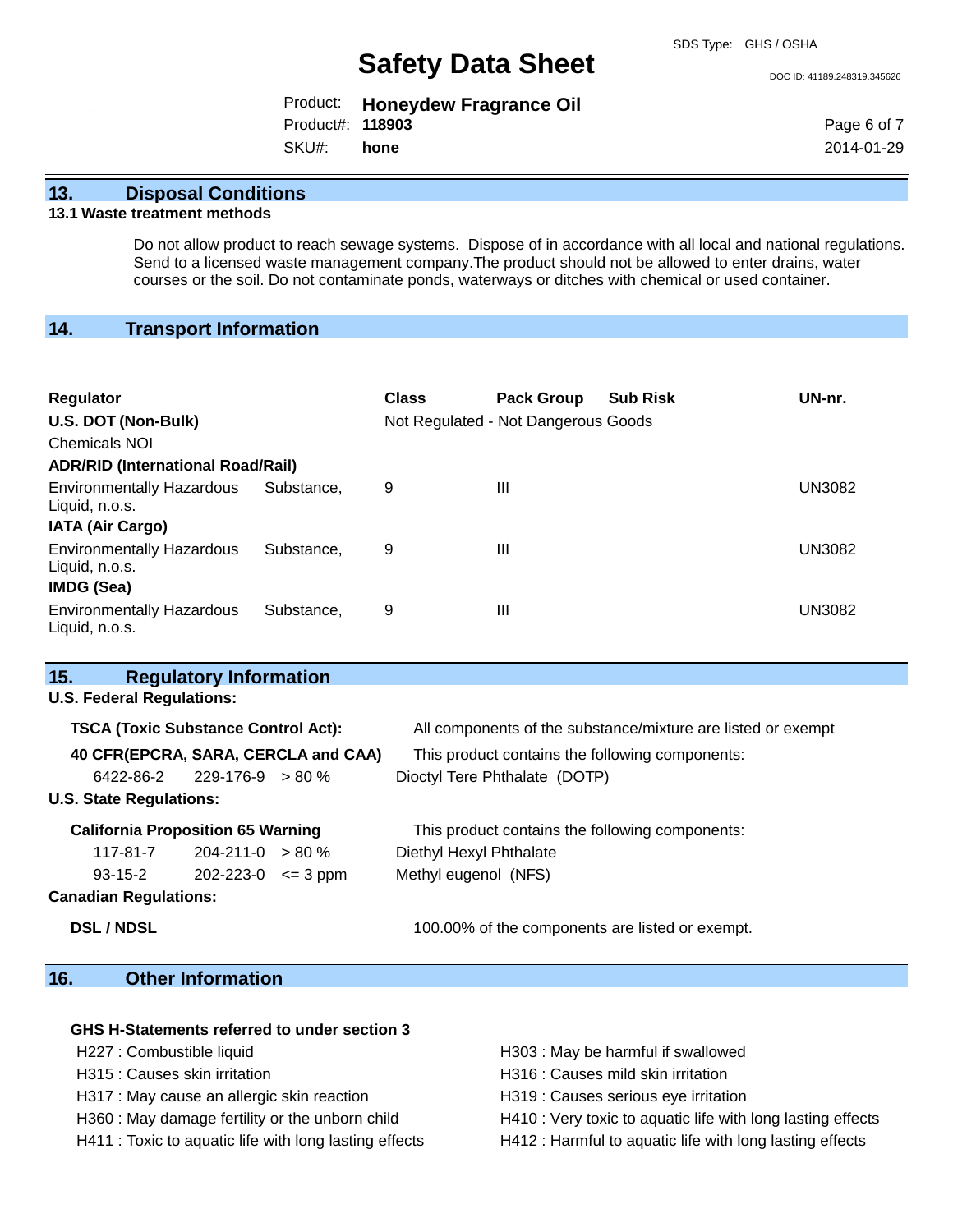## 13. Disposal Conditions

### 13.1 Waste treatment methods

Do not allow product to reach sewage systems. Dispose of in accordance with all local and national regulations. Send to a licensed waste management company.The product should not be allowed to enter drains, water courses or the soil. Do not contaminate ponds, waterways or ditches with chemical or used container.

## 14. Transport Information

| Regulator | Class | Pack Group | Sub Risk | UN-nr. |
|---|---|---|---|---|
| **U.S. DOT (Non-Bulk)** | Not Regulated - Not Dangerous Goods | | | |
| Chemicals NOI | | | | |
| **ADR/RID (International Road/Rail)** | | | | |
| Environmentally Hazardous Substance, Liquid, n.o.s. | 9 | III | | UN3082 |
| **IATA (Air Cargo)** | | | | |
| Environmentally Hazardous Substance, Liquid, n.o.s. | 9 | III | | UN3082 |
| **IMDG (Sea)** | | | | |
| Environmentally Hazardous Substance, Liquid, n.o.s. | 9 | III | | UN3082 |

## 15. Regulatory Information

**U.S. Federal Regulations:**

**TSCA (Toxic Substance Control Act):** All components of the substance/mixture are listed or exempt

**40 CFR(EPCRA, SARA, CERCLA and CAA)** This product contains the following components:

| | | | |
|---|---|---|---|
| 6422-86-2 | 229-176-9 | > 80 % | Dioctyl Tere Phthalate (DOTP) |

**U.S. State Regulations:**

**California Proposition 65 Warning** This product contains the following components:

| | | | |
|---|---|---|---|
| 117-81-7 | 204-211-0 | > 80 % | Diethyl Hexyl Phthalate |
| 93-15-2 | 202-223-0 | <= 3 ppm | Methyl eugenol (NFS) |

**Canadian Regulations:**

**DSL / NDSL** 100.00% of the components are listed or exempt.

## 16. Other Information

**GHS H-Statements referred to under section 3**

- H227 : Combustible liquid
- H315 : Causes skin irritation
- H317 : May cause an allergic skin reaction
- H360 : May damage fertility or the unborn child
- H411 : Toxic to aquatic life with long lasting effects
- H303 : May be harmful if swallowed
- H316 : Causes mild skin irritation
- H319 : Causes serious eye irritation
- H410 : Very toxic to aquatic life with long lasting effects
- H412 : Harmful to aquatic life with long lasting effects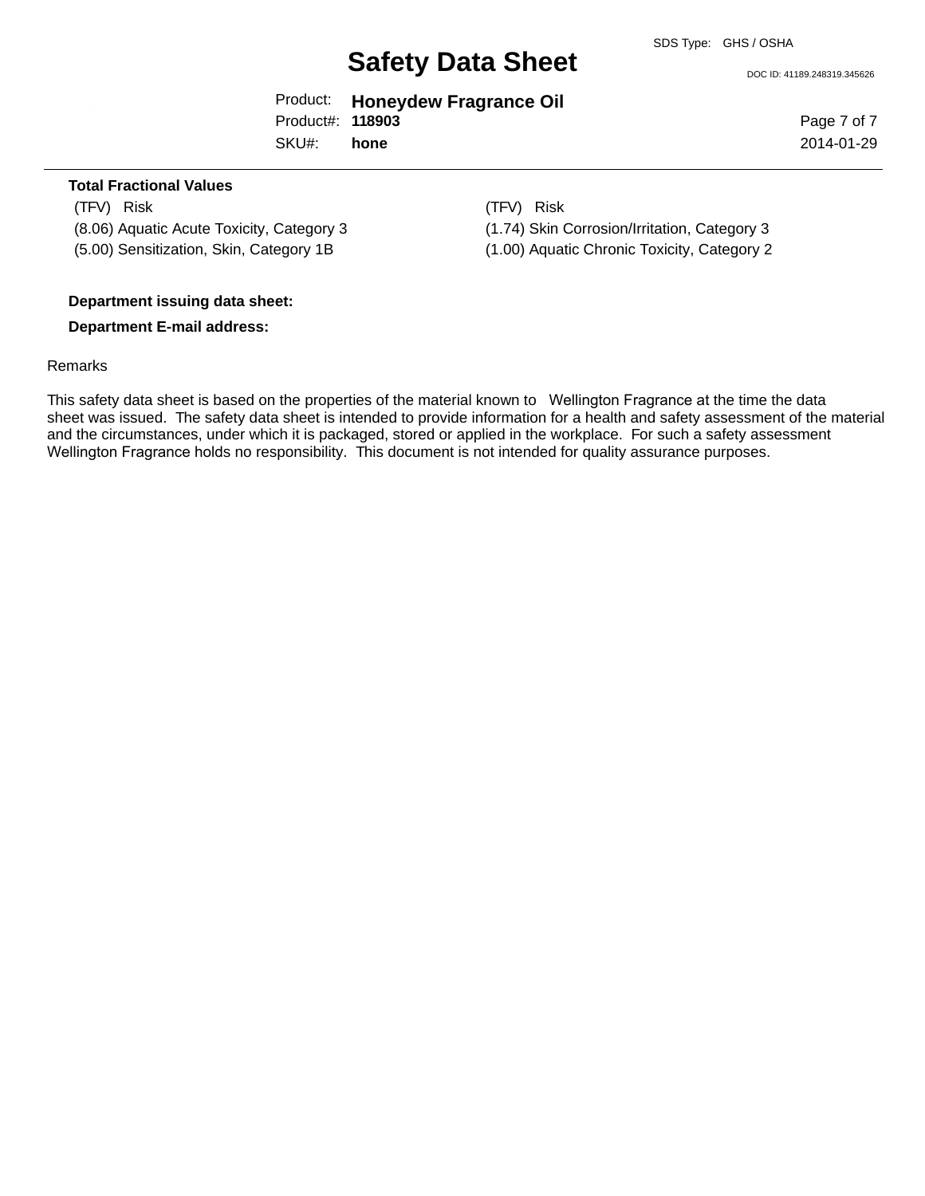### Total Fractional Values

| (TFV) Risk | (TFV) Risk |
|---|---|
| (8.06) Aquatic Acute Toxicity, Category 3 | (1.74) Skin Corrosion/Irritation, Category 3 |
| (5.00) Sensitization, Skin, Category 1B | (1.00) Aquatic Chronic Toxicity, Category 2 |

**Department issuing data sheet:**

**Department E-mail address:**

Remarks

This safety data sheet is based on the properties of the material known to Wellington Fragrance at the time the data sheet was issued. The safety data sheet is intended to provide information for a health and safety assessment of the material and the circumstances, under which it is packaged, stored or applied in the workplace. For such a safety assessment Wellington Fragrance holds no responsibility. This document is not intended for quality assurance purposes.